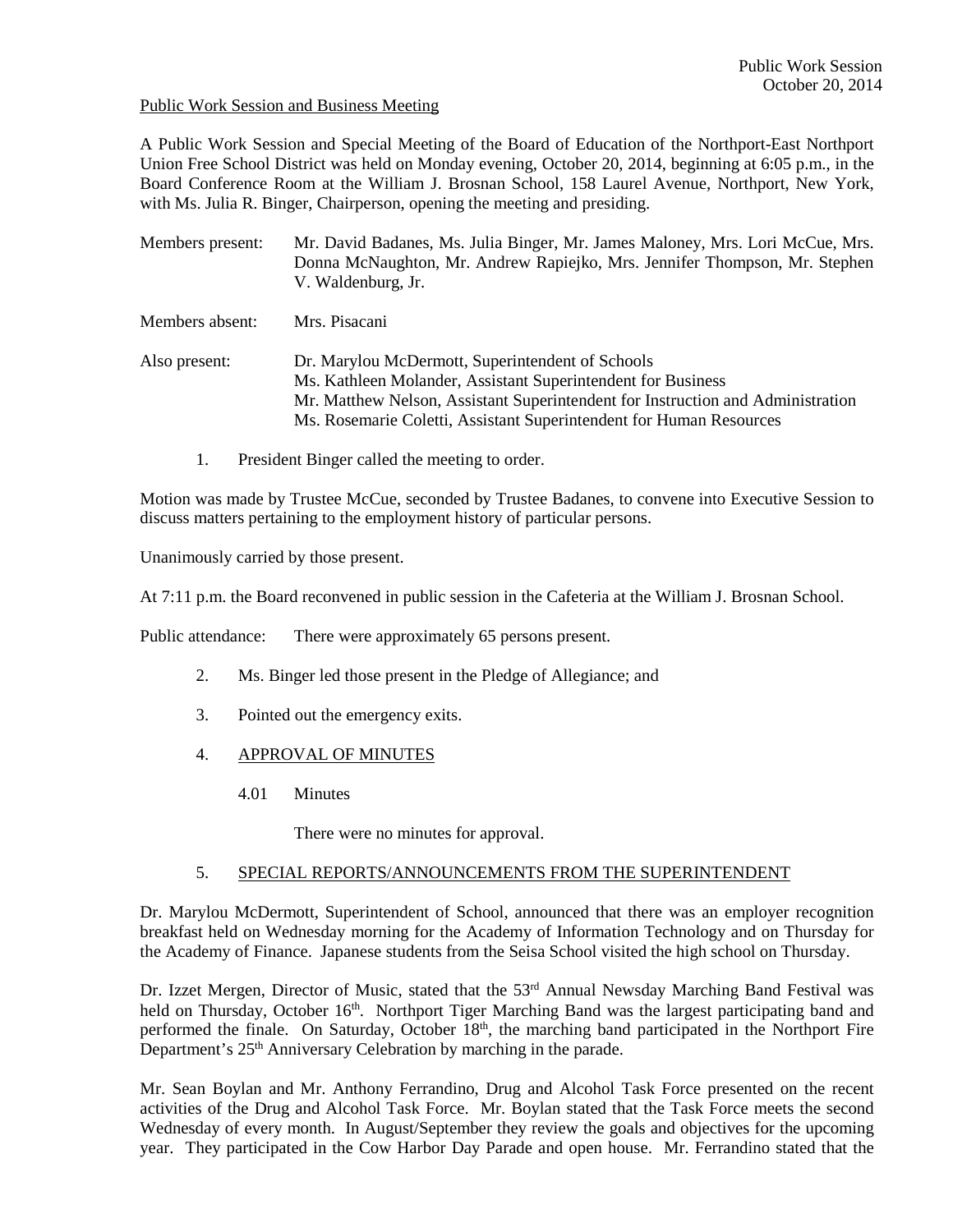Public Work Session and Business Meeting

A Public Work Session and Special Meeting of the Board of Education of the Northport-East Northport Union Free School District was held on Monday evening, October 20, 2014, beginning at 6:05 p.m., in the Board Conference Room at the William J. Brosnan School, 158 Laurel Avenue, Northport, New York, with Ms. Julia R. Binger, Chairperson, opening the meeting and presiding.

Members present: Mr. David Badanes, Ms. Julia Binger, Mr. James Maloney, Mrs. Lori McCue, Mrs. Donna McNaughton, Mr. Andrew Rapiejko, Mrs. Jennifer Thompson, Mr. Stephen V. Waldenburg, Jr.

Members absent: Mrs. Pisacani

Also present: Dr. Marylou McDermott, Superintendent of Schools
Ms. Kathleen Molander, Assistant Superintendent for Business
Mr. Matthew Nelson, Assistant Superintendent for Instruction and Administration
Ms. Rosemarie Coletti, Assistant Superintendent for Human Resources

1. President Binger called the meeting to order.

Motion was made by Trustee McCue, seconded by Trustee Badanes, to convene into Executive Session to discuss matters pertaining to the employment history of particular persons.

Unanimously carried by those present.

At 7:11 p.m. the Board reconvened in public session in the Cafeteria at the William J. Brosnan School.

Public attendance: There were approximately 65 persons present.

2. Ms. Binger led those present in the Pledge of Allegiance; and

3. Pointed out the emergency exits.

4. APPROVAL OF MINUTES

   4.01 Minutes

   There were no minutes for approval.

5. SPECIAL REPORTS/ANNOUNCEMENTS FROM THE SUPERINTENDENT

Dr. Marylou McDermott, Superintendent of School, announced that there was an employer recognition breakfast held on Wednesday morning for the Academy of Information Technology and on Thursday for the Academy of Finance. Japanese students from the Seisa School visited the high school on Thursday.

Dr. Izzet Mergen, Director of Music, stated that the 53rd Annual Newsday Marching Band Festival was held on Thursday, October 16th. Northport Tiger Marching Band was the largest participating band and performed the finale. On Saturday, October 18th, the marching band participated in the Northport Fire Department's 25th Anniversary Celebration by marching in the parade.

Mr. Sean Boylan and Mr. Anthony Ferrandino, Drug and Alcohol Task Force presented on the recent activities of the Drug and Alcohol Task Force. Mr. Boylan stated that the Task Force meets the second Wednesday of every month. In August/September they review the goals and objectives for the upcoming year. They participated in the Cow Harbor Day Parade and open house. Mr. Ferrandino stated that the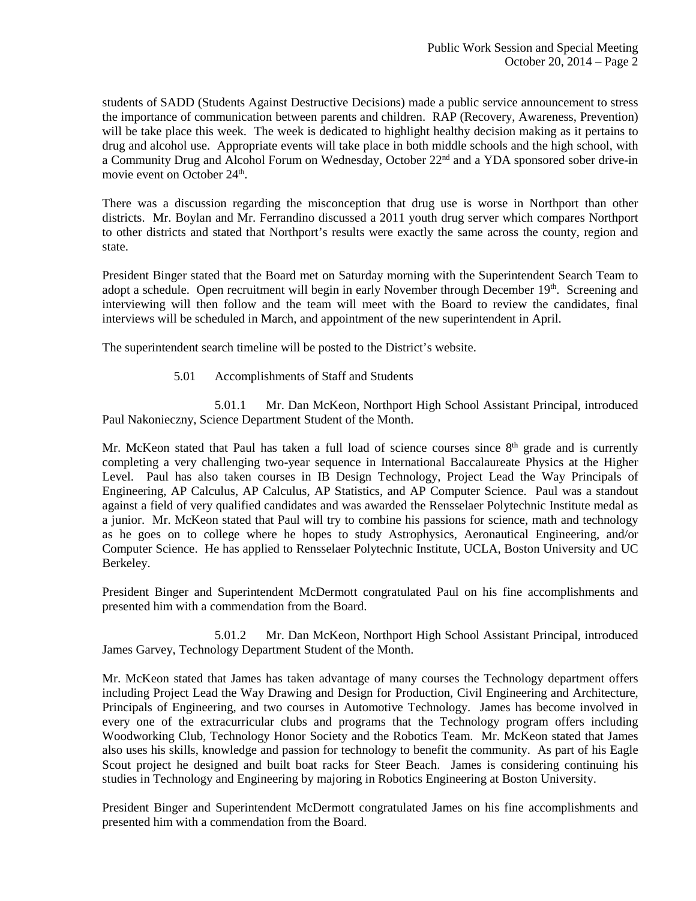students of SADD (Students Against Destructive Decisions) made a public service announcement to stress the importance of communication between parents and children. RAP (Recovery, Awareness, Prevention) will be take place this week. The week is dedicated to highlight healthy decision making as it pertains to drug and alcohol use. Appropriate events will take place in both middle schools and the high school, with a Community Drug and Alcohol Forum on Wednesday, October 22nd and a YDA sponsored sober drive-in movie event on October 24th.

There was a discussion regarding the misconception that drug use is worse in Northport than other districts. Mr. Boylan and Mr. Ferrandino discussed a 2011 youth drug server which compares Northport to other districts and stated that Northport's results were exactly the same across the county, region and state.

President Binger stated that the Board met on Saturday morning with the Superintendent Search Team to adopt a schedule. Open recruitment will begin in early November through December 19th. Screening and interviewing will then follow and the team will meet with the Board to review the candidates, final interviews will be scheduled in March, and appointment of the new superintendent in April.

The superintendent search timeline will be posted to the District's website.

5.01 Accomplishments of Staff and Students

5.01.1 Mr. Dan McKeon, Northport High School Assistant Principal, introduced Paul Nakonieczny, Science Department Student of the Month.

Mr. McKeon stated that Paul has taken a full load of science courses since 8th grade and is currently completing a very challenging two-year sequence in International Baccalaureate Physics at the Higher Level. Paul has also taken courses in IB Design Technology, Project Lead the Way Principals of Engineering, AP Calculus, AP Calculus, AP Statistics, and AP Computer Science. Paul was a standout against a field of very qualified candidates and was awarded the Rensselaer Polytechnic Institute medal as a junior. Mr. McKeon stated that Paul will try to combine his passions for science, math and technology as he goes on to college where he hopes to study Astrophysics, Aeronautical Engineering, and/or Computer Science. He has applied to Rensselaer Polytechnic Institute, UCLA, Boston University and UC Berkeley.

President Binger and Superintendent McDermott congratulated Paul on his fine accomplishments and presented him with a commendation from the Board.

5.01.2 Mr. Dan McKeon, Northport High School Assistant Principal, introduced James Garvey, Technology Department Student of the Month.

Mr. McKeon stated that James has taken advantage of many courses the Technology department offers including Project Lead the Way Drawing and Design for Production, Civil Engineering and Architecture, Principals of Engineering, and two courses in Automotive Technology. James has become involved in every one of the extracurricular clubs and programs that the Technology program offers including Woodworking Club, Technology Honor Society and the Robotics Team. Mr. McKeon stated that James also uses his skills, knowledge and passion for technology to benefit the community. As part of his Eagle Scout project he designed and built boat racks for Steer Beach. James is considering continuing his studies in Technology and Engineering by majoring in Robotics Engineering at Boston University.

President Binger and Superintendent McDermott congratulated James on his fine accomplishments and presented him with a commendation from the Board.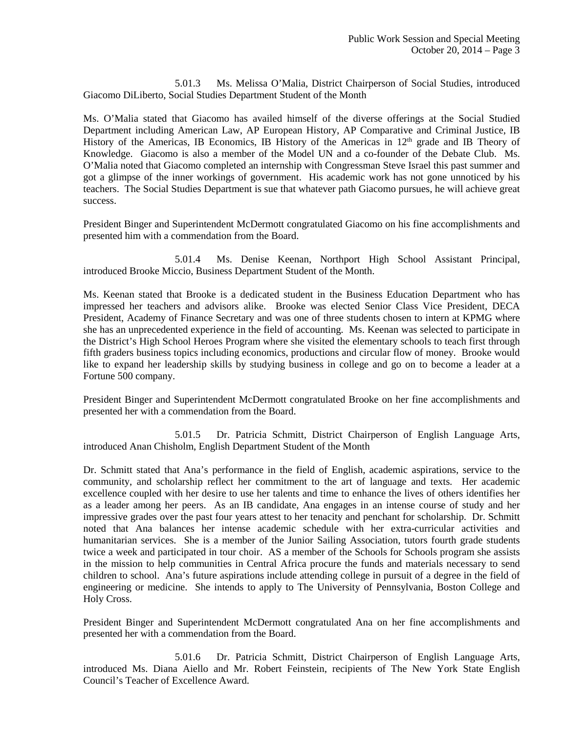5.01.3 Ms. Melissa O'Malia, District Chairperson of Social Studies, introduced Giacomo DiLiberto, Social Studies Department Student of the Month

Ms. O'Malia stated that Giacomo has availed himself of the diverse offerings at the Social Studied Department including American Law, AP European History, AP Comparative and Criminal Justice, IB History of the Americas, IB Economics, IB History of the Americas in 12th grade and IB Theory of Knowledge. Giacomo is also a member of the Model UN and a co-founder of the Debate Club. Ms. O'Malia noted that Giacomo completed an internship with Congressman Steve Israel this past summer and got a glimpse of the inner workings of government. His academic work has not gone unnoticed by his teachers. The Social Studies Department is sue that whatever path Giacomo pursues, he will achieve great success.

President Binger and Superintendent McDermott congratulated Giacomo on his fine accomplishments and presented him with a commendation from the Board.

5.01.4 Ms. Denise Keenan, Northport High School Assistant Principal, introduced Brooke Miccio, Business Department Student of the Month.

Ms. Keenan stated that Brooke is a dedicated student in the Business Education Department who has impressed her teachers and advisors alike. Brooke was elected Senior Class Vice President, DECA President, Academy of Finance Secretary and was one of three students chosen to intern at KPMG where she has an unprecedented experience in the field of accounting. Ms. Keenan was selected to participate in the District's High School Heroes Program where she visited the elementary schools to teach first through fifth graders business topics including economics, productions and circular flow of money. Brooke would like to expand her leadership skills by studying business in college and go on to become a leader at a Fortune 500 company.

President Binger and Superintendent McDermott congratulated Brooke on her fine accomplishments and presented her with a commendation from the Board.

5.01.5 Dr. Patricia Schmitt, District Chairperson of English Language Arts, introduced Anan Chisholm, English Department Student of the Month

Dr. Schmitt stated that Ana's performance in the field of English, academic aspirations, service to the community, and scholarship reflect her commitment to the art of language and texts. Her academic excellence coupled with her desire to use her talents and time to enhance the lives of others identifies her as a leader among her peers. As an IB candidate, Ana engages in an intense course of study and her impressive grades over the past four years attest to her tenacity and penchant for scholarship. Dr. Schmitt noted that Ana balances her intense academic schedule with her extra-curricular activities and humanitarian services. She is a member of the Junior Sailing Association, tutors fourth grade students twice a week and participated in tour choir. AS a member of the Schools for Schools program she assists in the mission to help communities in Central Africa procure the funds and materials necessary to send children to school. Ana's future aspirations include attending college in pursuit of a degree in the field of engineering or medicine. She intends to apply to The University of Pennsylvania, Boston College and Holy Cross.

President Binger and Superintendent McDermott congratulated Ana on her fine accomplishments and presented her with a commendation from the Board.

5.01.6 Dr. Patricia Schmitt, District Chairperson of English Language Arts, introduced Ms. Diana Aiello and Mr. Robert Feinstein, recipients of The New York State English Council's Teacher of Excellence Award.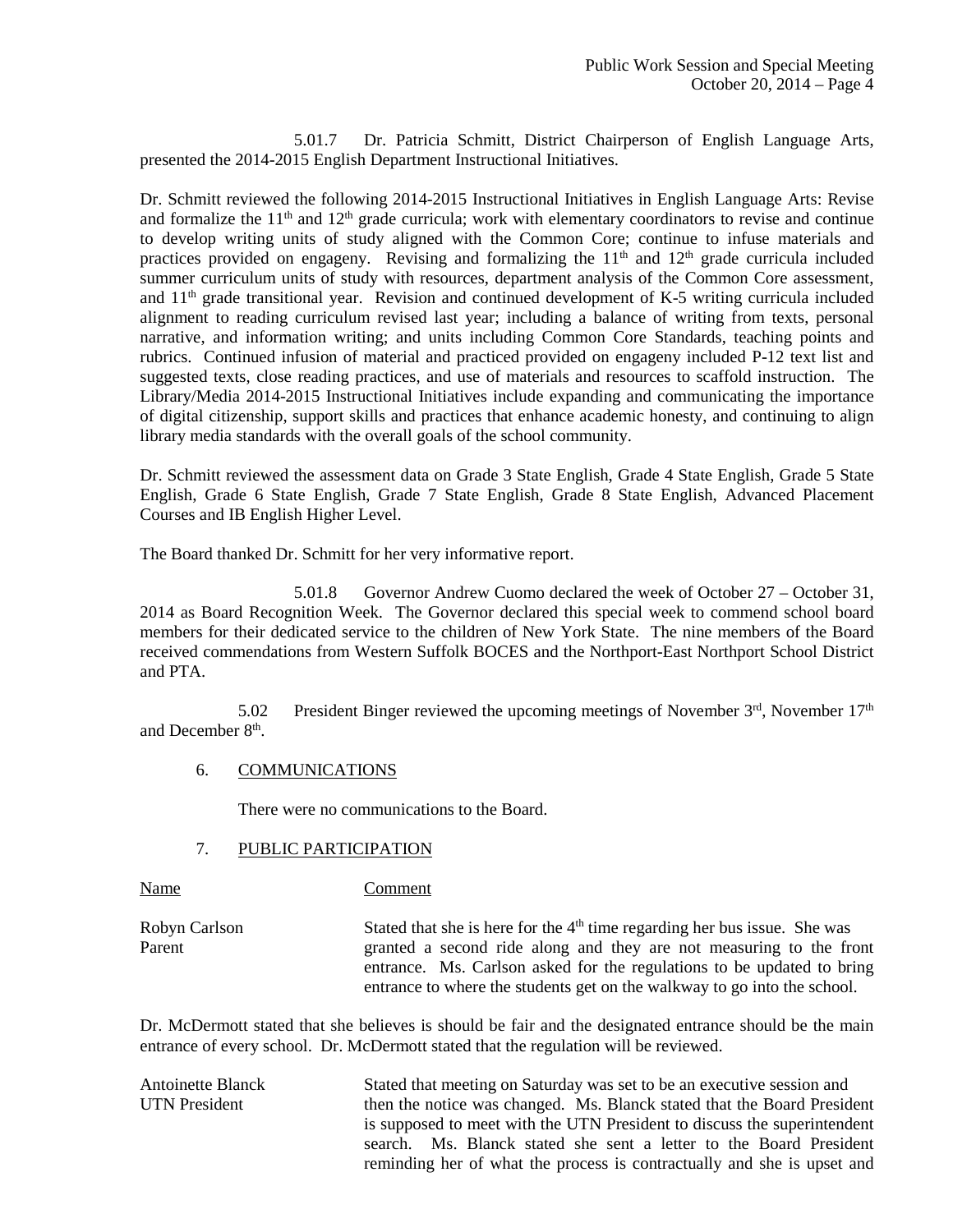5.01.7 Dr. Patricia Schmitt, District Chairperson of English Language Arts, presented the 2014-2015 English Department Instructional Initiatives.

Dr. Schmitt reviewed the following 2014-2015 Instructional Initiatives in English Language Arts: Revise and formalize the 11th and 12th grade curricula; work with elementary coordinators to revise and continue to develop writing units of study aligned with the Common Core; continue to infuse materials and practices provided on engageny. Revising and formalizing the 11th and 12th grade curricula included summer curriculum units of study with resources, department analysis of the Common Core assessment, and 11th grade transitional year. Revision and continued development of K-5 writing curricula included alignment to reading curriculum revised last year; including a balance of writing from texts, personal narrative, and information writing; and units including Common Core Standards, teaching points and rubrics. Continued infusion of material and practiced provided on engageny included P-12 text list and suggested texts, close reading practices, and use of materials and resources to scaffold instruction. The Library/Media 2014-2015 Instructional Initiatives include expanding and communicating the importance of digital citizenship, support skills and practices that enhance academic honesty, and continuing to align library media standards with the overall goals of the school community.

Dr. Schmitt reviewed the assessment data on Grade 3 State English, Grade 4 State English, Grade 5 State English, Grade 6 State English, Grade 7 State English, Grade 8 State English, Advanced Placement Courses and IB English Higher Level.

The Board thanked Dr. Schmitt for her very informative report.

5.01.8 Governor Andrew Cuomo declared the week of October 27 – October 31, 2014 as Board Recognition Week. The Governor declared this special week to commend school board members for their dedicated service to the children of New York State. The nine members of the Board received commendations from Western Suffolk BOCES and the Northport-East Northport School District and PTA.

5.02 President Binger reviewed the upcoming meetings of November 3rd, November 17th and December 8th.

6. COMMUNICATIONS

There were no communications to the Board.

7. PUBLIC PARTICIPATION

| Name | Comment |
|---|---|
| Robyn Carlson<br>Parent | Stated that she is here for the 4th time regarding her bus issue. She was granted a second ride along and they are not measuring to the front entrance. Ms. Carlson asked for the regulations to be updated to bring entrance to where the students get on the walkway to go into the school. |

Dr. McDermott stated that she believes is should be fair and the designated entrance should be the main entrance of every school. Dr. McDermott stated that the regulation will be reviewed.

| | |
|---|---|
| Antoinette Blanck<br>UTN President | Stated that meeting on Saturday was set to be an executive session and then the notice was changed. Ms. Blanck stated that the Board President is supposed to meet with the UTN President to discuss the superintendent search. Ms. Blanck stated she sent a letter to the Board President reminding her of what the process is contractually and she is upset and |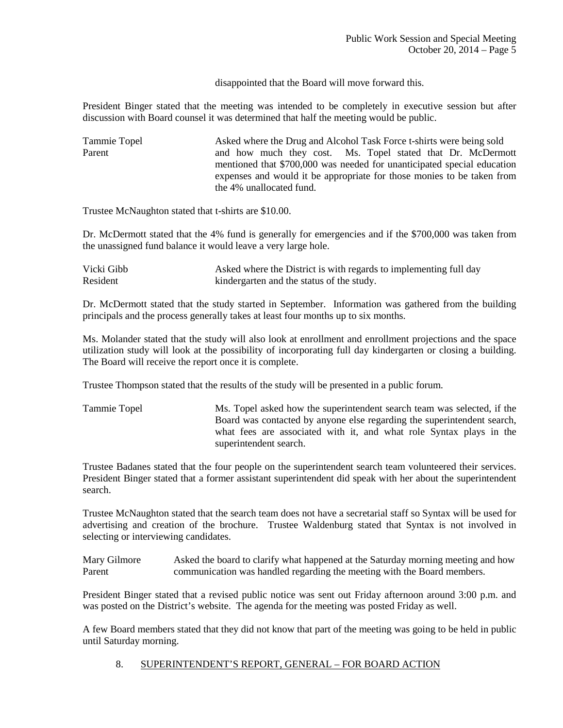disappointed that the Board will move forward this.

President Binger stated that the meeting was intended to be completely in executive session but after discussion with Board counsel it was determined that half the meeting would be public.

Tammie Topel
Parent

Asked where the Drug and Alcohol Task Force t-shirts were being sold and how much they cost. Ms. Topel stated that Dr. McDermott mentioned that $700,000 was needed for unanticipated special education expenses and would it be appropriate for those monies to be taken from the 4% unallocated fund.

Trustee McNaughton stated that t-shirts are $10.00.

Dr. McDermott stated that the 4% fund is generally for emergencies and if the $700,000 was taken from the unassigned fund balance it would leave a very large hole.

Vicki Gibb
Resident

Asked where the District is with regards to implementing full day kindergarten and the status of the study.

Dr. McDermott stated that the study started in September. Information was gathered from the building principals and the process generally takes at least four months up to six months.

Ms. Molander stated that the study will also look at enrollment and enrollment projections and the space utilization study will look at the possibility of incorporating full day kindergarten or closing a building. The Board will receive the report once it is complete.

Trustee Thompson stated that the results of the study will be presented in a public forum.

Tammie Topel

Ms. Topel asked how the superintendent search team was selected, if the Board was contacted by anyone else regarding the superintendent search, what fees are associated with it, and what role Syntax plays in the superintendent search.

Trustee Badanes stated that the four people on the superintendent search team volunteered their services. President Binger stated that a former assistant superintendent did speak with her about the superintendent search.

Trustee McNaughton stated that the search team does not have a secretarial staff so Syntax will be used for advertising and creation of the brochure. Trustee Waldenburg stated that Syntax is not involved in selecting or interviewing candidates.

Mary Gilmore
Parent

Asked the board to clarify what happened at the Saturday morning meeting and how communication was handled regarding the meeting with the Board members.

President Binger stated that a revised public notice was sent out Friday afternoon around 3:00 p.m. and was posted on the District's website. The agenda for the meeting was posted Friday as well.

A few Board members stated that they did not know that part of the meeting was going to be held in public until Saturday morning.

8. SUPERINTENDENT'S REPORT, GENERAL – FOR BOARD ACTION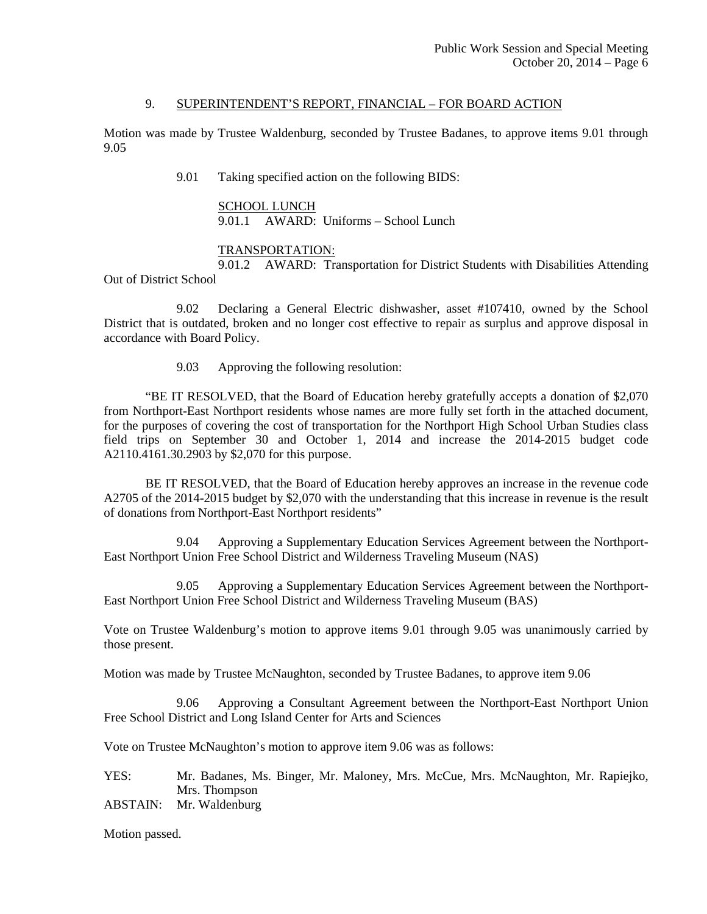## 9. SUPERINTENDENT'S REPORT, FINANCIAL – FOR BOARD ACTION

Motion was made by Trustee Waldenburg, seconded by Trustee Badanes, to approve items 9.01 through 9.05

9.01 Taking specified action on the following BIDS:

SCHOOL LUNCH
9.01.1 AWARD: Uniforms – School Lunch

TRANSPORTATION:
9.01.2 AWARD: Transportation for District Students with Disabilities Attending Out of District School

9.02 Declaring a General Electric dishwasher, asset #107410, owned by the School District that is outdated, broken and no longer cost effective to repair as surplus and approve disposal in accordance with Board Policy.

9.03 Approving the following resolution:

"BE IT RESOLVED, that the Board of Education hereby gratefully accepts a donation of $2,070 from Northport-East Northport residents whose names are more fully set forth in the attached document, for the purposes of covering the cost of transportation for the Northport High School Urban Studies class field trips on September 30 and October 1, 2014 and increase the 2014-2015 budget code A2110.4161.30.2903 by $2,070 for this purpose.

BE IT RESOLVED, that the Board of Education hereby approves an increase in the revenue code A2705 of the 2014-2015 budget by $2,070 with the understanding that this increase in revenue is the result of donations from Northport-East Northport residents"

9.04 Approving a Supplementary Education Services Agreement between the Northport-East Northport Union Free School District and Wilderness Traveling Museum (NAS)

9.05 Approving a Supplementary Education Services Agreement between the Northport-East Northport Union Free School District and Wilderness Traveling Museum (BAS)

Vote on Trustee Waldenburg's motion to approve items 9.01 through 9.05 was unanimously carried by those present.

Motion was made by Trustee McNaughton, seconded by Trustee Badanes, to approve item 9.06

9.06 Approving a Consultant Agreement between the Northport-East Northport Union Free School District and Long Island Center for Arts and Sciences

Vote on Trustee McNaughton's motion to approve item 9.06 was as follows:

YES: Mr. Badanes, Ms. Binger, Mr. Maloney, Mrs. McCue, Mrs. McNaughton, Mr. Rapiejko, Mrs. Thompson
ABSTAIN: Mr. Waldenburg

Motion passed.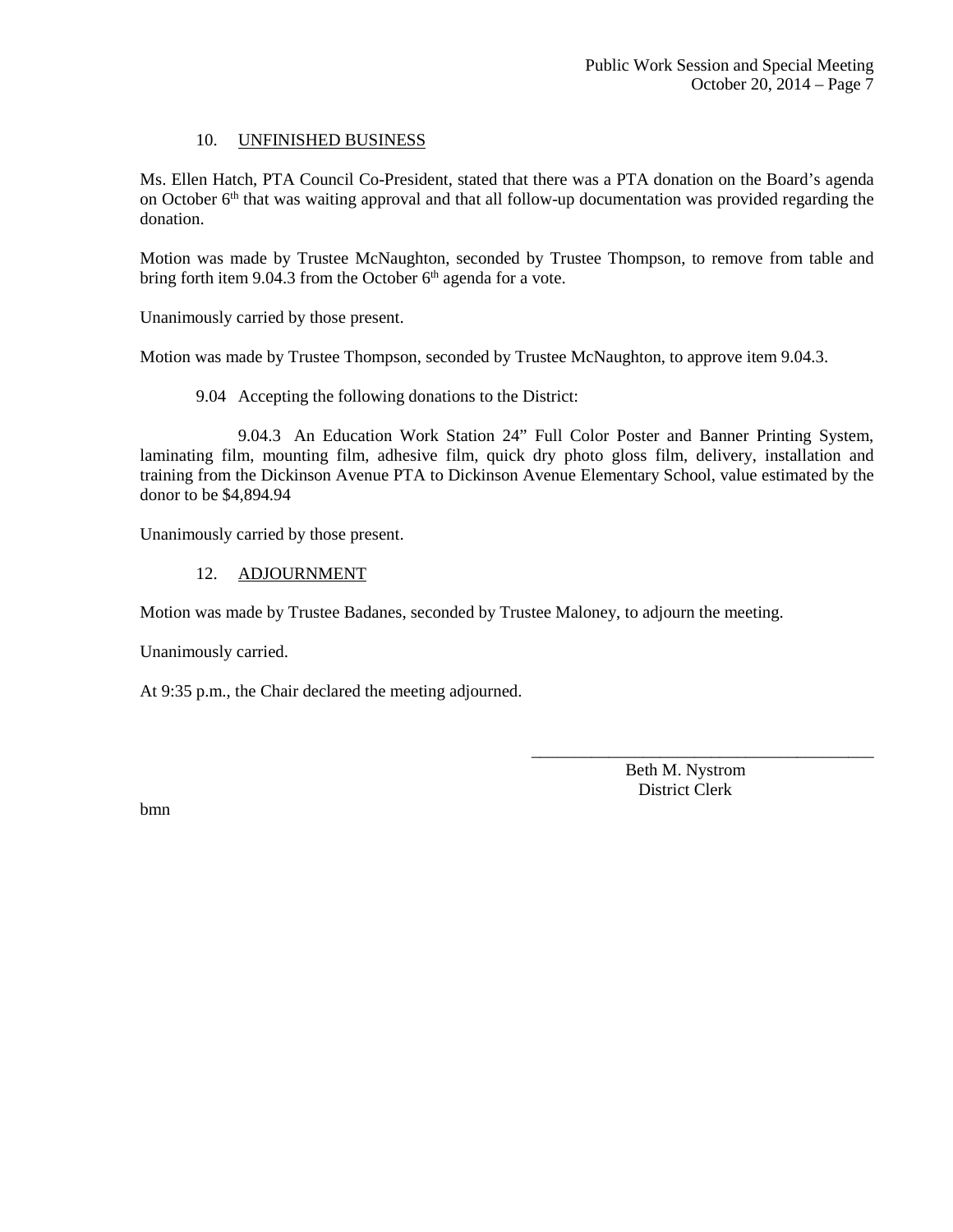10. UNFINISHED BUSINESS

Ms. Ellen Hatch, PTA Council Co-President, stated that there was a PTA donation on the Board's agenda on October 6th that was waiting approval and that all follow-up documentation was provided regarding the donation.

Motion was made by Trustee McNaughton, seconded by Trustee Thompson, to remove from table and bring forth item 9.04.3 from the October 6th agenda for a vote.

Unanimously carried by those present.

Motion was made by Trustee Thompson, seconded by Trustee McNaughton, to approve item 9.04.3.

9.04 Accepting the following donations to the District:

9.04.3 An Education Work Station 24" Full Color Poster and Banner Printing System, laminating film, mounting film, adhesive film, quick dry photo gloss film, delivery, installation and training from the Dickinson Avenue PTA to Dickinson Avenue Elementary School, value estimated by the donor to be $4,894.94

Unanimously carried by those present.

12. ADJOURNMENT

Motion was made by Trustee Badanes, seconded by Trustee Maloney, to adjourn the meeting.

Unanimously carried.

At 9:35 p.m., the Chair declared the meeting adjourned.

\_\_\_\_\_\_\_\_\_\_\_\_\_\_\_\_\_\_\_\_\_\_\_\_\_\_\_\_\_\_\_\_\_\_\_\_\_\_\_\_

Beth M. Nystrom
District Clerk

bmn